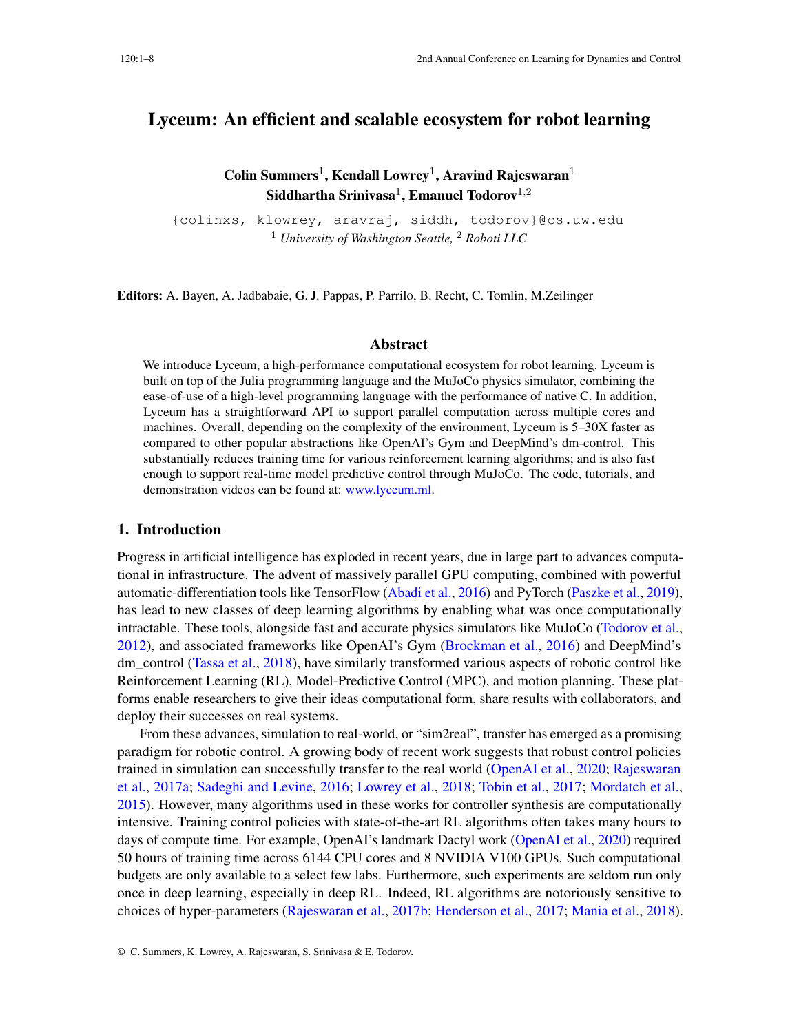# Lyceum: An efficient and scalable ecosystem for robot learning

**Colin Summers**[1], **Kendall Lowrey**[1], **Aravind Rajeswaran**[1]
**Siddhartha Srinivasa**[1], **Emanuel Todorov**[1,2]

{colinxs, klowrey, aravraj, siddh, todorov}@cs.uw.edu
[1] *University of Washington Seattle,* [2] *Roboti LLC*

**Editors:** A. Bayen, A. Jadbabaie, G. J. Pappas, P. Parrilo, B. Recht, C. Tomlin, M.Zeilinger

## Abstract

We introduce Lyceum, a high-performance computational ecosystem for robot learning. Lyceum is built on top of the Julia programming language and the MuJoCo physics simulator, combining the ease-of-use of a high-level programming language with the performance of native C. In addition, Lyceum has a straightforward API to support parallel computation across multiple cores and machines. Overall, depending on the complexity of the environment, Lyceum is 5–30X faster as compared to other popular abstractions like OpenAI's Gym and DeepMind's dm-control. This substantially reduces training time for various reinforcement learning algorithms; and is also fast enough to support real-time model predictive control through MuJoCo. The code, tutorials, and demonstration videos can be found at: www.lyceum.ml.

## 1. Introduction

Progress in artificial intelligence has exploded in recent years, due in large part to advances computational in infrastructure. The advent of massively parallel GPU computing, combined with powerful automatic-differentiation tools like TensorFlow (Abadi et al., 2016) and PyTorch (Paszke et al., 2019), has lead to new classes of deep learning algorithms by enabling what was once computationally intractable. These tools, alongside fast and accurate physics simulators like MuJoCo (Todorov et al., 2012), and associated frameworks like OpenAI's Gym (Brockman et al., 2016) and DeepMind's dm_control (Tassa et al., 2018), have similarly transformed various aspects of robotic control like Reinforcement Learning (RL), Model-Predictive Control (MPC), and motion planning. These platforms enable researchers to give their ideas computational form, share results with collaborators, and deploy their successes on real systems.

From these advances, simulation to real-world, or "sim2real", transfer has emerged as a promising paradigm for robotic control. A growing body of recent work suggests that robust control policies trained in simulation can successfully transfer to the real world (OpenAI et al., 2020; Rajeswaran et al., 2017a; Sadeghi and Levine, 2016; Lowrey et al., 2018; Tobin et al., 2017; Mordatch et al., 2015). However, many algorithms used in these works for controller synthesis are computationally intensive. Training control policies with state-of-the-art RL algorithms often takes many hours to days of compute time. For example, OpenAI's landmark Dactyl work (OpenAI et al., 2020) required 50 hours of training time across 6144 CPU cores and 8 NVIDIA V100 GPUs. Such computational budgets are only available to a select few labs. Furthermore, such experiments are seldom run only once in deep learning, especially in deep RL. Indeed, RL algorithms are notoriously sensitive to choices of hyper-parameters (Rajeswaran et al., 2017b; Henderson et al., 2017; Mania et al., 2018).

© C. Summers, K. Lowrey, A. Rajeswaran, S. Srinivasa & E. Todorov.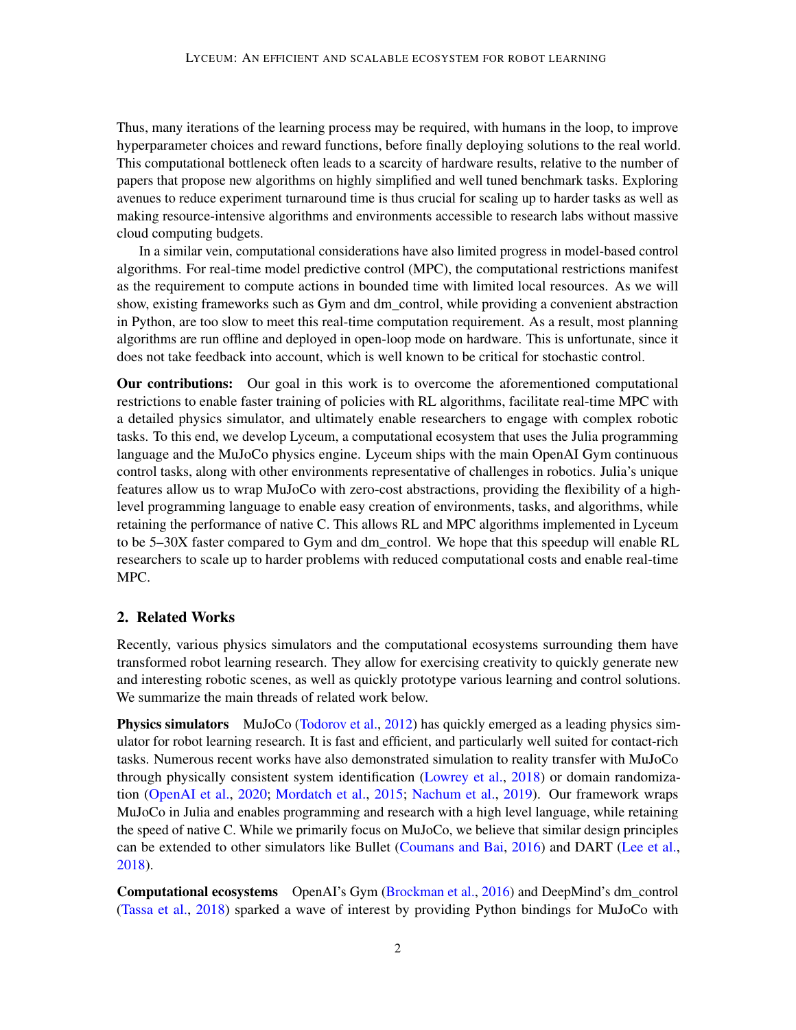Thus, many iterations of the learning process may be required, with humans in the loop, to improve hyperparameter choices and reward functions, before finally deploying solutions to the real world. This computational bottleneck often leads to a scarcity of hardware results, relative to the number of papers that propose new algorithms on highly simplified and well tuned benchmark tasks. Exploring avenues to reduce experiment turnaround time is thus crucial for scaling up to harder tasks as well as making resource-intensive algorithms and environments accessible to research labs without massive cloud computing budgets.

In a similar vein, computational considerations have also limited progress in model-based control algorithms. For real-time model predictive control (MPC), the computational restrictions manifest as the requirement to compute actions in bounded time with limited local resources. As we will show, existing frameworks such as Gym and dm_control, while providing a convenient abstraction in Python, are too slow to meet this real-time computation requirement. As a result, most planning algorithms are run offline and deployed in open-loop mode on hardware. This is unfortunate, since it does not take feedback into account, which is well known to be critical for stochastic control.

**Our contributions:** Our goal in this work is to overcome the aforementioned computational restrictions to enable faster training of policies with RL algorithms, facilitate real-time MPC with a detailed physics simulator, and ultimately enable researchers to engage with complex robotic tasks. To this end, we develop Lyceum, a computational ecosystem that uses the Julia programming language and the MuJoCo physics engine. Lyceum ships with the main OpenAI Gym continuous control tasks, along with other environments representative of challenges in robotics. Julia's unique features allow us to wrap MuJoCo with zero-cost abstractions, providing the flexibility of a high-level programming language to enable easy creation of environments, tasks, and algorithms, while retaining the performance of native C. This allows RL and MPC algorithms implemented in Lyceum to be 5–30X faster compared to Gym and dm_control. We hope that this speedup will enable RL researchers to scale up to harder problems with reduced computational costs and enable real-time MPC.

## 2. Related Works

Recently, various physics simulators and the computational ecosystems surrounding them have transformed robot learning research. They allow for exercising creativity to quickly generate new and interesting robotic scenes, as well as quickly prototype various learning and control solutions. We summarize the main threads of related work below.

**Physics simulators** MuJoCo (Todorov et al., 2012) has quickly emerged as a leading physics simulator for robot learning research. It is fast and efficient, and particularly well suited for contact-rich tasks. Numerous recent works have also demonstrated simulation to reality transfer with MuJoCo through physically consistent system identification (Lowrey et al., 2018) or domain randomization (OpenAI et al., 2020; Mordatch et al., 2015; Nachum et al., 2019). Our framework wraps MuJoCo in Julia and enables programming and research with a high level language, while retaining the speed of native C. While we primarily focus on MuJoCo, we believe that similar design principles can be extended to other simulators like Bullet (Coumans and Bai, 2016) and DART (Lee et al., 2018).

**Computational ecosystems** OpenAI's Gym (Brockman et al., 2016) and DeepMind's dm_control (Tassa et al., 2018) sparked a wave of interest by providing Python bindings for MuJoCo with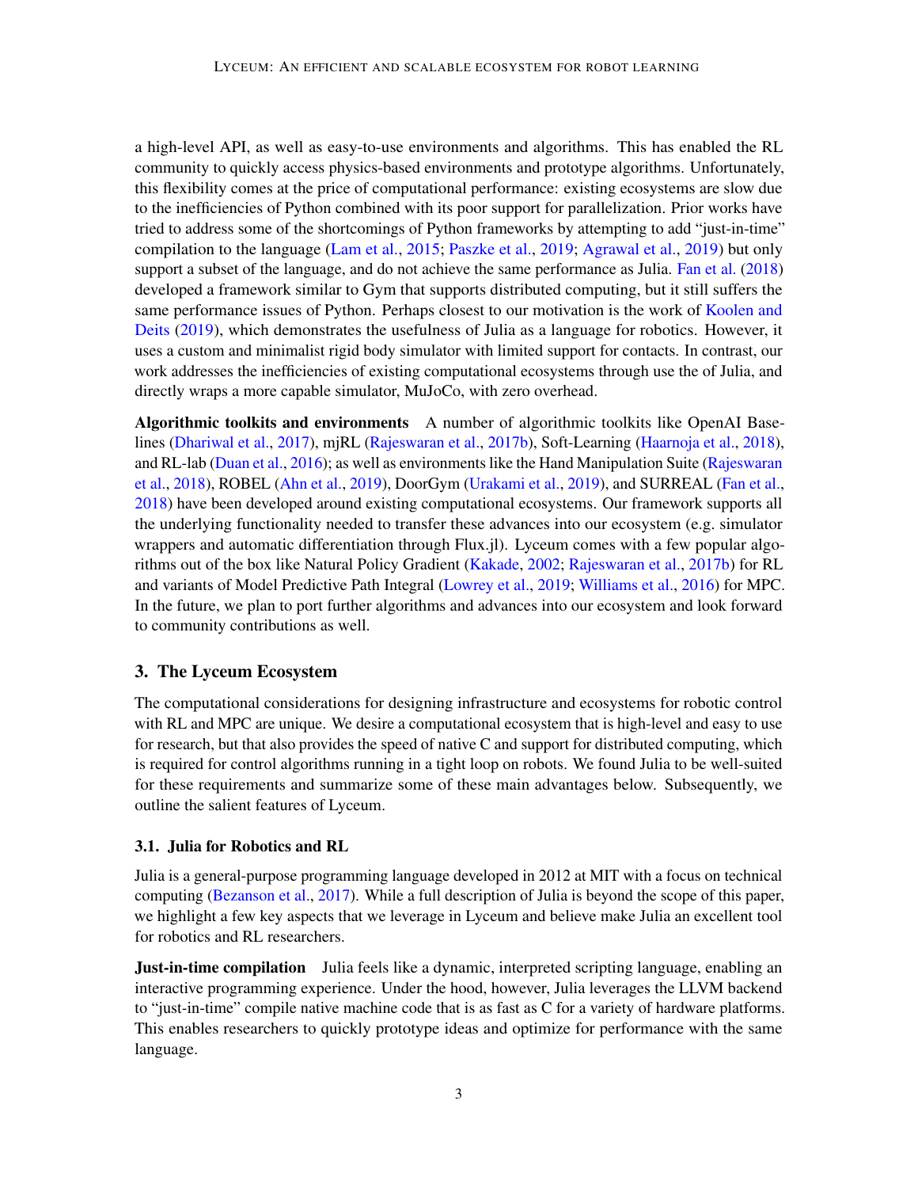a high-level API, as well as easy-to-use environments and algorithms. This has enabled the RL community to quickly access physics-based environments and prototype algorithms. Unfortunately, this flexibility comes at the price of computational performance: existing ecosystems are slow due to the inefficiencies of Python combined with its poor support for parallelization. Prior works have tried to address some of the shortcomings of Python frameworks by attempting to add "just-in-time" compilation to the language (Lam et al., 2015; Paszke et al., 2019; Agrawal et al., 2019) but only support a subset of the language, and do not achieve the same performance as Julia. Fan et al. (2018) developed a framework similar to Gym that supports distributed computing, but it still suffers the same performance issues of Python. Perhaps closest to our motivation is the work of Koolen and Deits (2019), which demonstrates the usefulness of Julia as a language for robotics. However, it uses a custom and minimalist rigid body simulator with limited support for contacts. In contrast, our work addresses the inefficiencies of existing computational ecosystems through use the of Julia, and directly wraps a more capable simulator, MuJoCo, with zero overhead.

**Algorithmic toolkits and environments** A number of algorithmic toolkits like OpenAI Baselines (Dhariwal et al., 2017), mjRL (Rajeswaran et al., 2017b), Soft-Learning (Haarnoja et al., 2018), and RL-lab (Duan et al., 2016); as well as environments like the Hand Manipulation Suite (Rajeswaran et al., 2018), ROBEL (Ahn et al., 2019), DoorGym (Urakami et al., 2019), and SURREAL (Fan et al., 2018) have been developed around existing computational ecosystems. Our framework supports all the underlying functionality needed to transfer these advances into our ecosystem (e.g. simulator wrappers and automatic differentiation through Flux.jl). Lyceum comes with a few popular algorithms out of the box like Natural Policy Gradient (Kakade, 2002; Rajeswaran et al., 2017b) for RL and variants of Model Predictive Path Integral (Lowrey et al., 2019; Williams et al., 2016) for MPC. In the future, we plan to port further algorithms and advances into our ecosystem and look forward to community contributions as well.

## 3. The Lyceum Ecosystem

The computational considerations for designing infrastructure and ecosystems for robotic control with RL and MPC are unique. We desire a computational ecosystem that is high-level and easy to use for research, but that also provides the speed of native C and support for distributed computing, which is required for control algorithms running in a tight loop on robots. We found Julia to be well-suited for these requirements and summarize some of these main advantages below. Subsequently, we outline the salient features of Lyceum.

### 3.1. Julia for Robotics and RL

Julia is a general-purpose programming language developed in 2012 at MIT with a focus on technical computing (Bezanson et al., 2017). While a full description of Julia is beyond the scope of this paper, we highlight a few key aspects that we leverage in Lyceum and believe make Julia an excellent tool for robotics and RL researchers.

**Just-in-time compilation** Julia feels like a dynamic, interpreted scripting language, enabling an interactive programming experience. Under the hood, however, Julia leverages the LLVM backend to "just-in-time" compile native machine code that is as fast as C for a variety of hardware platforms. This enables researchers to quickly prototype ideas and optimize for performance with the same language.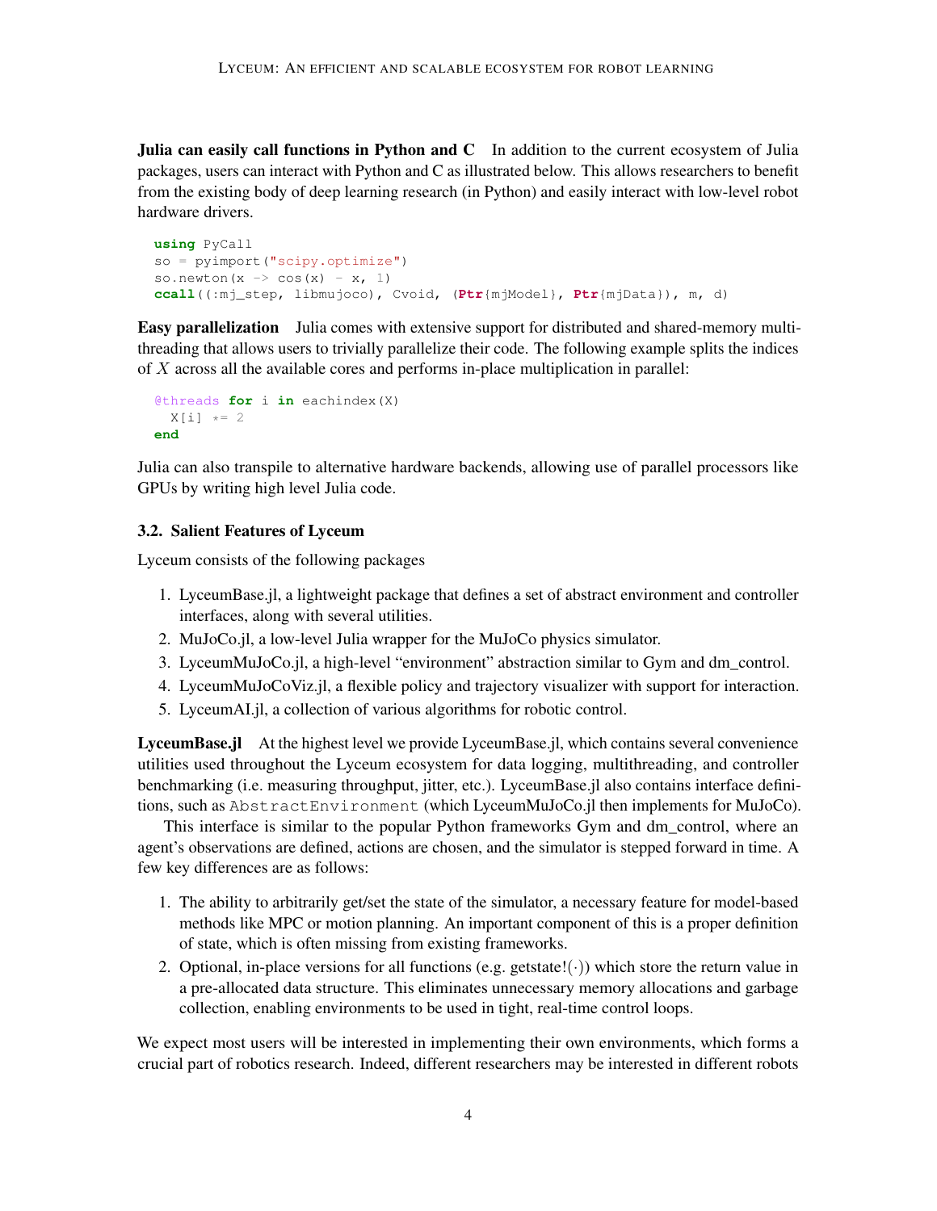**Julia can easily call functions in Python and C** In addition to the current ecosystem of Julia packages, users can interact with Python and C as illustrated below. This allows researchers to benefit from the existing body of deep learning research (in Python) and easily interact with low-level robot hardware drivers.

```
using PyCall
so = pyimport("scipy.optimize")
so.newton(x -> cos(x) - x, 1)
ccall((:mj_step, libmujoco), Cvoid, (Ptr{mjModel}, Ptr{mjData}), m, d)
```

**Easy parallelization** Julia comes with extensive support for distributed and shared-memory multi-threading that allows users to trivially parallelize their code. The following example splits the indices of $X$ across all the available cores and performs in-place multiplication in parallel:

```
@threads for i in eachindex(X)
  X[i] *= 2
end
```

Julia can also transpile to alternative hardware backends, allowing use of parallel processors like GPUs by writing high level Julia code.

### 3.2. Salient Features of Lyceum

Lyceum consists of the following packages

1. LyceumBase.jl, a lightweight package that defines a set of abstract environment and controller interfaces, along with several utilities.
2. MuJoCo.jl, a low-level Julia wrapper for the MuJoCo physics simulator.
3. LyceumMuJoCo.jl, a high-level "environment" abstraction similar to Gym and dm_control.
4. LyceumMuJoCoViz.jl, a flexible policy and trajectory visualizer with support for interaction.
5. LyceumAI.jl, a collection of various algorithms for robotic control.

**LyceumBase.jl** At the highest level we provide LyceumBase.jl, which contains several convenience utilities used throughout the Lyceum ecosystem for data logging, multithreading, and controller benchmarking (i.e. measuring throughput, jitter, etc.). LyceumBase.jl also contains interface definitions, such as `AbstractEnvironment` (which LyceumMuJoCo.jl then implements for MuJoCo).

This interface is similar to the popular Python frameworks Gym and dm_control, where an agent's observations are defined, actions are chosen, and the simulator is stepped forward in time. A few key differences are as follows:

1. The ability to arbitrarily get/set the state of the simulator, a necessary feature for model-based methods like MPC or motion planning. An important component of this is a proper definition of state, which is often missing from existing frameworks.
2. Optional, in-place versions for all functions (e.g. getstate!($\cdot$)) which store the return value in a pre-allocated data structure. This eliminates unnecessary memory allocations and garbage collection, enabling environments to be used in tight, real-time control loops.

We expect most users will be interested in implementing their own environments, which forms a crucial part of robotics research. Indeed, different researchers may be interested in different robots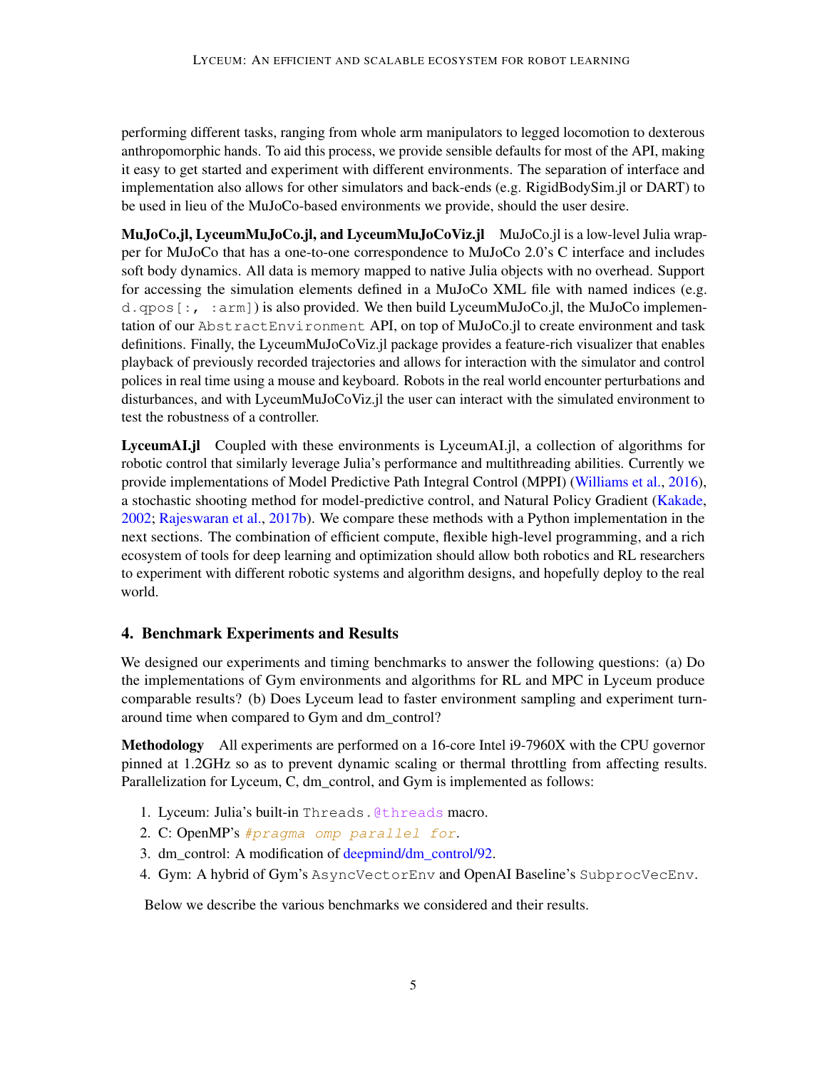performing different tasks, ranging from whole arm manipulators to legged locomotion to dexterous anthropomorphic hands. To aid this process, we provide sensible defaults for most of the API, making it easy to get started and experiment with different environments. The separation of interface and implementation also allows for other simulators and back-ends (e.g. RigidBodySim.jl or DART) to be used in lieu of the MuJoCo-based environments we provide, should the user desire.

**MuJoCo.jl, LyceumMuJoCo.jl, and LyceumMuJoCoViz.jl** MuJoCo.jl is a low-level Julia wrapper for MuJoCo that has a one-to-one correspondence to MuJoCo 2.0's C interface and includes soft body dynamics. All data is memory mapped to native Julia objects with no overhead. Support for accessing the simulation elements defined in a MuJoCo XML file with named indices (e.g. `d.qpos[:, :arm]`) is also provided. We then build LyceumMuJoCo.jl, the MuJoCo implementation of our `AbstractEnvironment` API, on top of MuJoCo.jl to create environment and task definitions. Finally, the LyceumMuJoCoViz.jl package provides a feature-rich visualizer that enables playback of previously recorded trajectories and allows for interaction with the simulator and control polices in real time using a mouse and keyboard. Robots in the real world encounter perturbations and disturbances, and with LyceumMuJoCoViz.jl the user can interact with the simulated environment to test the robustness of a controller.

**LyceumAI.jl** Coupled with these environments is LyceumAI.jl, a collection of algorithms for robotic control that similarly leverage Julia's performance and multithreading abilities. Currently we provide implementations of Model Predictive Path Integral Control (MPPI) (Williams et al., 2016), a stochastic shooting method for model-predictive control, and Natural Policy Gradient (Kakade, 2002; Rajeswaran et al., 2017b). We compare these methods with a Python implementation in the next sections. The combination of efficient compute, flexible high-level programming, and a rich ecosystem of tools for deep learning and optimization should allow both robotics and RL researchers to experiment with different robotic systems and algorithm designs, and hopefully deploy to the real world.

## 4. Benchmark Experiments and Results

We designed our experiments and timing benchmarks to answer the following questions: (a) Do the implementations of Gym environments and algorithms for RL and MPC in Lyceum produce comparable results? (b) Does Lyceum lead to faster environment sampling and experiment turn-around time when compared to Gym and dm_control?

**Methodology** All experiments are performed on a 16-core Intel i9-7960X with the CPU governor pinned at 1.2GHz so as to prevent dynamic scaling or thermal throttling from affecting results. Parallelization for Lyceum, C, dm_control, and Gym is implemented as follows:

1. Lyceum: Julia's built-in `Threads.@threads` macro.
2. C: OpenMP's `#pragma omp parallel for`.
3. dm_control: A modification of deepmind/dm_control/92.
4. Gym: A hybrid of Gym's `AsyncVectorEnv` and OpenAI Baseline's `SubprocVecEnv`.

Below we describe the various benchmarks we considered and their results.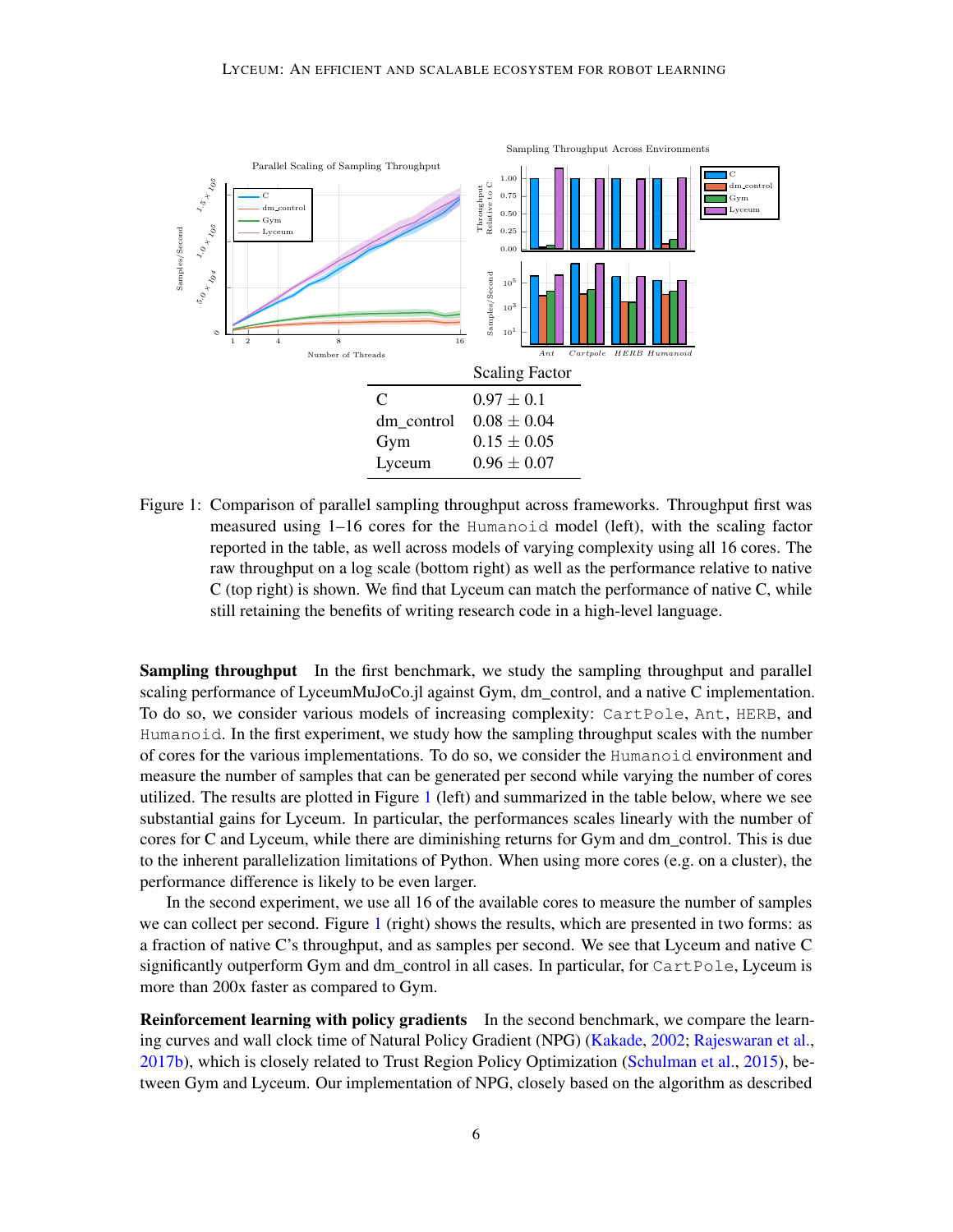| | Scaling Factor |
|---|---|
| C | $0.97 \pm 0.1$ |
| dm_control | $0.08 \pm 0.04$ |
| Gym | $0.15 \pm 0.05$ |
| Lyceum | $0.96 \pm 0.07$ |

Figure 1: Comparison of parallel sampling throughput across frameworks. Throughput first was measured using 1–16 cores for the Humanoid model (left), with the scaling factor reported in the table, as well across models of varying complexity using all 16 cores. The raw throughput on a log scale (bottom right) as well as the performance relative to native C (top right) is shown. We find that Lyceum can match the performance of native C, while still retaining the benefits of writing research code in a high-level language.

**Sampling throughput** In the first benchmark, we study the sampling throughput and parallel scaling performance of LyceumMuJoCo.jl against Gym, dm_control, and a native C implementation. To do so, we consider various models of increasing complexity: CartPole, Ant, HERB, and Humanoid. In the first experiment, we study how the sampling throughput scales with the number of cores for the various implementations. To do so, we consider the Humanoid environment and measure the number of samples that can be generated per second while varying the number of cores utilized. The results are plotted in Figure 1 (left) and summarized in the table below, where we see substantial gains for Lyceum. In particular, the performances scales linearly with the number of cores for C and Lyceum, while there are diminishing returns for Gym and dm_control. This is due to the inherent parallelization limitations of Python. When using more cores (e.g. on a cluster), the performance difference is likely to be even larger.

In the second experiment, we use all 16 of the available cores to measure the number of samples we can collect per second. Figure 1 (right) shows the results, which are presented in two forms: as a fraction of native C's throughput, and as samples per second. We see that Lyceum and native C significantly outperform Gym and dm_control in all cases. In particular, for CartPole, Lyceum is more than 200x faster as compared to Gym.

**Reinforcement learning with policy gradients** In the second benchmark, we compare the learning curves and wall clock time of Natural Policy Gradient (NPG) (Kakade, 2002; Rajeswaran et al., 2017b), which is closely related to Trust Region Policy Optimization (Schulman et al., 2015), between Gym and Lyceum. Our implementation of NPG, closely based on the algorithm as described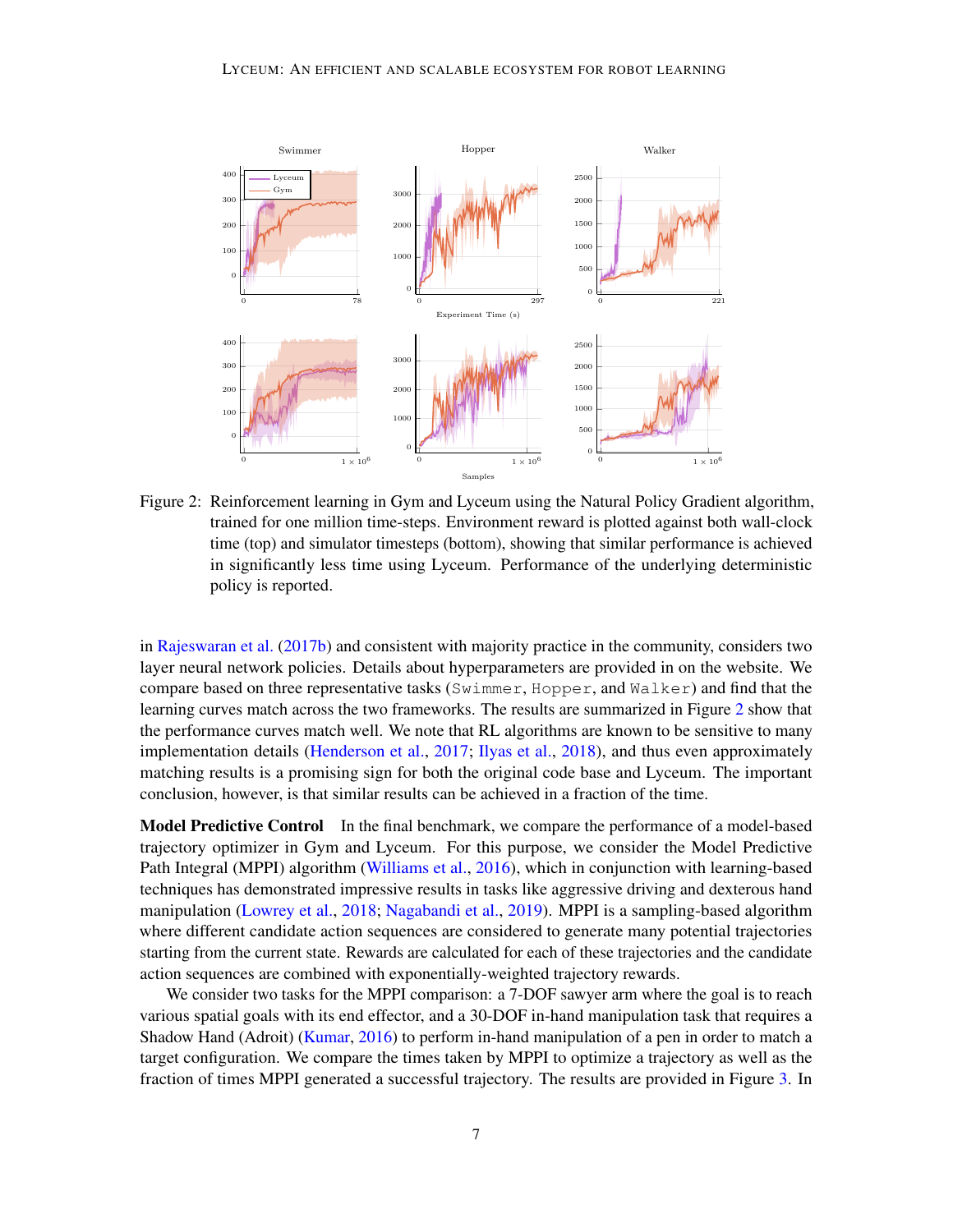Figure 2: Reinforcement learning in Gym and Lyceum using the Natural Policy Gradient algorithm, trained for one million time-steps. Environment reward is plotted against both wall-clock time (top) and simulator timesteps (bottom), showing that similar performance is achieved in significantly less time using Lyceum. Performance of the underlying deterministic policy is reported.

in Rajeswaran et al. (2017b) and consistent with majority practice in the community, considers two layer neural network policies. Details about hyperparameters are provided in on the website. We compare based on three representative tasks (`Swimmer`, `Hopper`, and `Walker`) and find that the learning curves match across the two frameworks. The results are summarized in Figure 2 show that the performance curves match well. We note that RL algorithms are known to be sensitive to many implementation details (Henderson et al., 2017; Ilyas et al., 2018), and thus even approximately matching results is a promising sign for both the original code base and Lyceum. The important conclusion, however, is that similar results can be achieved in a fraction of the time.

**Model Predictive Control** In the final benchmark, we compare the performance of a model-based trajectory optimizer in Gym and Lyceum. For this purpose, we consider the Model Predictive Path Integral (MPPI) algorithm (Williams et al., 2016), which in conjunction with learning-based techniques has demonstrated impressive results in tasks like aggressive driving and dexterous hand manipulation (Lowrey et al., 2018; Nagabandi et al., 2019). MPPI is a sampling-based algorithm where different candidate action sequences are considered to generate many potential trajectories starting from the current state. Rewards are calculated for each of these trajectories and the candidate action sequences are combined with exponentially-weighted trajectory rewards.

We consider two tasks for the MPPI comparison: a 7-DOF sawyer arm where the goal is to reach various spatial goals with its end effector, and a 30-DOF in-hand manipulation task that requires a Shadow Hand (Adroit) (Kumar, 2016) to perform in-hand manipulation of a pen in order to match a target configuration. We compare the times taken by MPPI to optimize a trajectory as well as the fraction of times MPPI generated a successful trajectory. The results are provided in Figure 3. In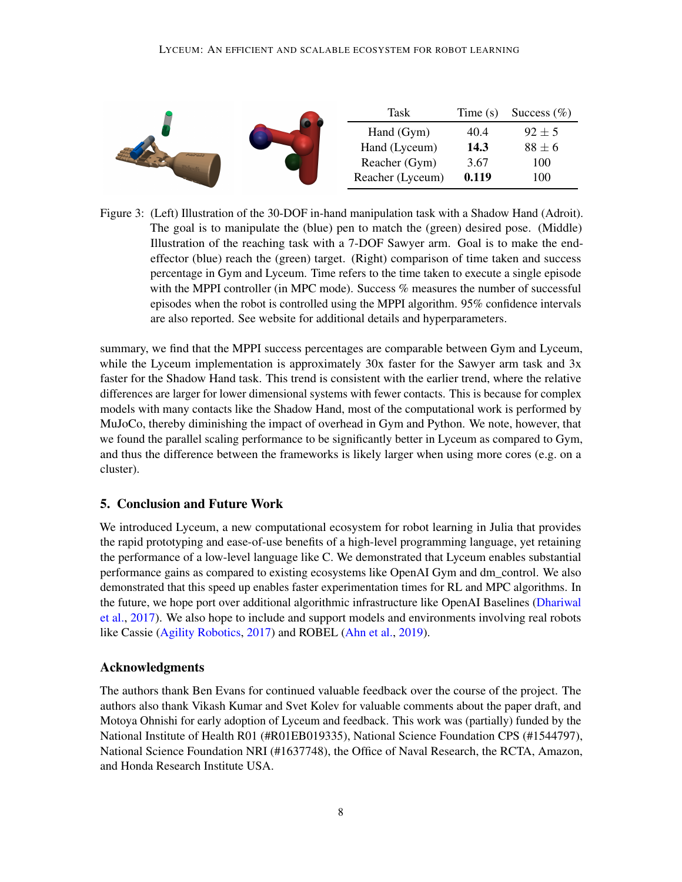| Task | Time (s) | Success (%) |
|---|---|---|
| Hand (Gym) | 40.4 | $92 \pm 5$ |
| Hand (Lyceum) | **14.3** | $88 \pm 6$ |
| Reacher (Gym) | 3.67 | 100 |
| Reacher (Lyceum) | **0.119** | 100 |

Figure 3: (Left) Illustration of the 30-DOF in-hand manipulation task with a Shadow Hand (Adroit). The goal is to manipulate the (blue) pen to match the (green) desired pose. (Middle) Illustration of the reaching task with a 7-DOF Sawyer arm. Goal is to make the end-effector (blue) reach the (green) target. (Right) comparison of time taken and success percentage in Gym and Lyceum. Time refers to the time taken to execute a single episode with the MPPI controller (in MPC mode). Success % measures the number of successful episodes when the robot is controlled using the MPPI algorithm. 95% confidence intervals are also reported. See website for additional details and hyperparameters.

summary, we find that the MPPI success percentages are comparable between Gym and Lyceum, while the Lyceum implementation is approximately 30x faster for the Sawyer arm task and 3x faster for the Shadow Hand task. This trend is consistent with the earlier trend, where the relative differences are larger for lower dimensional systems with fewer contacts. This is because for complex models with many contacts like the Shadow Hand, most of the computational work is performed by MuJoCo, thereby diminishing the impact of overhead in Gym and Python. We note, however, that we found the parallel scaling performance to be significantly better in Lyceum as compared to Gym, and thus the difference between the frameworks is likely larger when using more cores (e.g. on a cluster).

## 5. Conclusion and Future Work

We introduced Lyceum, a new computational ecosystem for robot learning in Julia that provides the rapid prototyping and ease-of-use benefits of a high-level programming language, yet retaining the performance of a low-level language like C. We demonstrated that Lyceum enables substantial performance gains as compared to existing ecosystems like OpenAI Gym and dm_control. We also demonstrated that this speed up enables faster experimentation times for RL and MPC algorithms. In the future, we hope port over additional algorithmic infrastructure like OpenAI Baselines (Dhariwal et al., 2017). We also hope to include and support models and environments involving real robots like Cassie (Agility Robotics, 2017) and ROBEL (Ahn et al., 2019).

## Acknowledgments

The authors thank Ben Evans for continued valuable feedback over the course of the project. The authors also thank Vikash Kumar and Svet Kolev for valuable comments about the paper draft, and Motoya Ohnishi for early adoption of Lyceum and feedback. This work was (partially) funded by the National Institute of Health R01 (#R01EB019335), National Science Foundation CPS (#1544797), National Science Foundation NRI (#1637748), the Office of Naval Research, the RCTA, Amazon, and Honda Research Institute USA.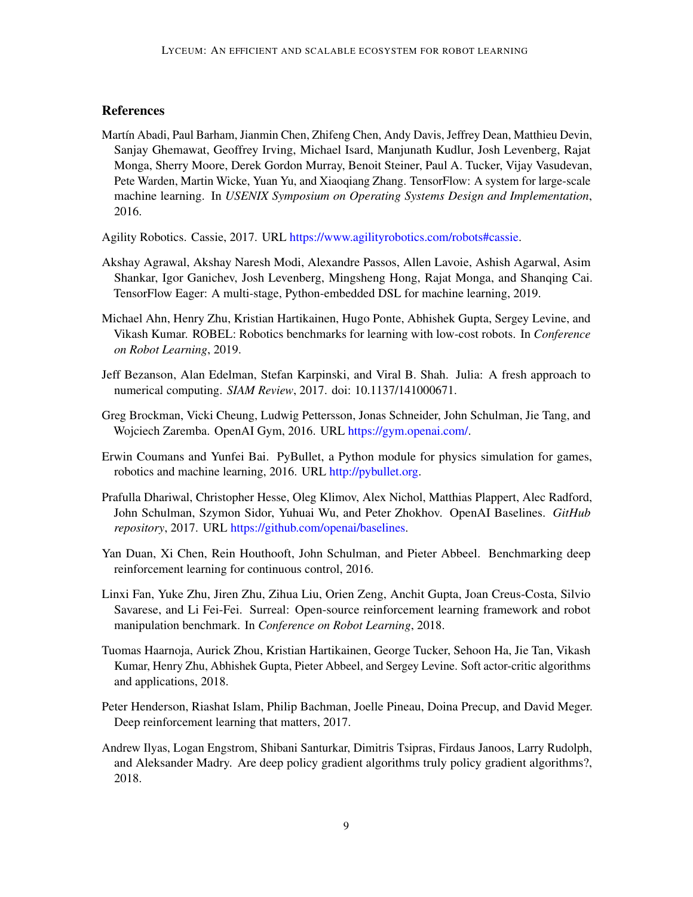## References

Martín Abadi, Paul Barham, Jianmin Chen, Zhifeng Chen, Andy Davis, Jeffrey Dean, Matthieu Devin, Sanjay Ghemawat, Geoffrey Irving, Michael Isard, Manjunath Kudlur, Josh Levenberg, Rajat Monga, Sherry Moore, Derek Gordon Murray, Benoit Steiner, Paul A. Tucker, Vijay Vasudevan, Pete Warden, Martin Wicke, Yuan Yu, and Xiaoqiang Zhang. TensorFlow: A system for large-scale machine learning. In *USENIX Symposium on Operating Systems Design and Implementation*, 2016.

Agility Robotics. Cassie, 2017. URL https://www.agilityrobotics.com/robots#cassie.

Akshay Agrawal, Akshay Naresh Modi, Alexandre Passos, Allen Lavoie, Ashish Agarwal, Asim Shankar, Igor Ganichev, Josh Levenberg, Mingsheng Hong, Rajat Monga, and Shanqing Cai. TensorFlow Eager: A multi-stage, Python-embedded DSL for machine learning, 2019.

Michael Ahn, Henry Zhu, Kristian Hartikainen, Hugo Ponte, Abhishek Gupta, Sergey Levine, and Vikash Kumar. ROBEL: Robotics benchmarks for learning with low-cost robots. In *Conference on Robot Learning*, 2019.

Jeff Bezanson, Alan Edelman, Stefan Karpinski, and Viral B. Shah. Julia: A fresh approach to numerical computing. *SIAM Review*, 2017. doi: 10.1137/141000671.

Greg Brockman, Vicki Cheung, Ludwig Pettersson, Jonas Schneider, John Schulman, Jie Tang, and Wojciech Zaremba. OpenAI Gym, 2016. URL https://gym.openai.com/.

Erwin Coumans and Yunfei Bai. PyBullet, a Python module for physics simulation for games, robotics and machine learning, 2016. URL http://pybullet.org.

Prafulla Dhariwal, Christopher Hesse, Oleg Klimov, Alex Nichol, Matthias Plappert, Alec Radford, John Schulman, Szymon Sidor, Yuhuai Wu, and Peter Zhokhov. OpenAI Baselines. *GitHub repository*, 2017. URL https://github.com/openai/baselines.

Yan Duan, Xi Chen, Rein Houthooft, John Schulman, and Pieter Abbeel. Benchmarking deep reinforcement learning for continuous control, 2016.

Linxi Fan, Yuke Zhu, Jiren Zhu, Zihua Liu, Orien Zeng, Anchit Gupta, Joan Creus-Costa, Silvio Savarese, and Li Fei-Fei. Surreal: Open-source reinforcement learning framework and robot manipulation benchmark. In *Conference on Robot Learning*, 2018.

Tuomas Haarnoja, Aurick Zhou, Kristian Hartikainen, George Tucker, Sehoon Ha, Jie Tan, Vikash Kumar, Henry Zhu, Abhishek Gupta, Pieter Abbeel, and Sergey Levine. Soft actor-critic algorithms and applications, 2018.

Peter Henderson, Riashat Islam, Philip Bachman, Joelle Pineau, Doina Precup, and David Meger. Deep reinforcement learning that matters, 2017.

Andrew Ilyas, Logan Engstrom, Shibani Santurkar, Dimitris Tsipras, Firdaus Janoos, Larry Rudolph, and Aleksander Madry. Are deep policy gradient algorithms truly policy gradient algorithms?, 2018.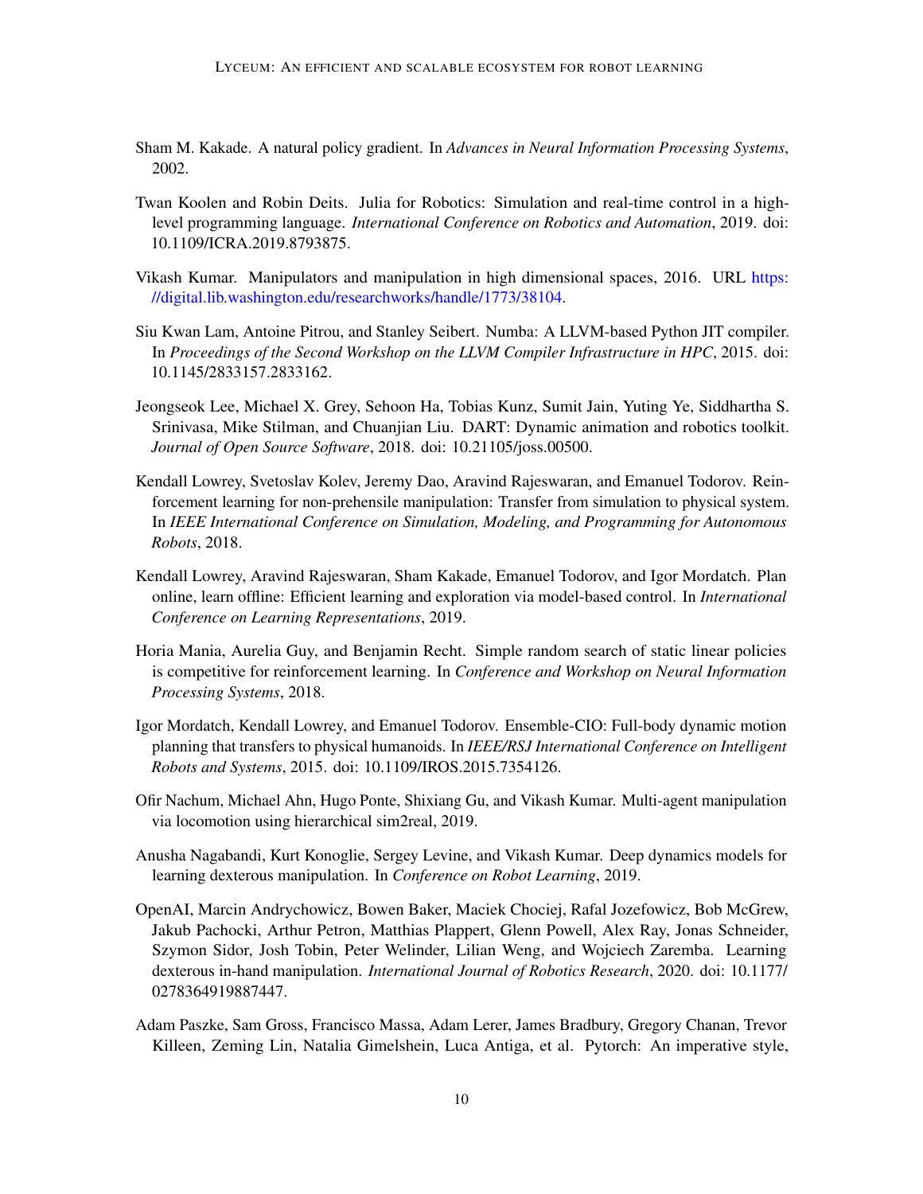Sham M. Kakade. A natural policy gradient. In *Advances in Neural Information Processing Systems*, 2002.

Twan Koolen and Robin Deits. Julia for Robotics: Simulation and real-time control in a high-level programming language. *International Conference on Robotics and Automation*, 2019. doi: 10.1109/ICRA.2019.8793875.

Vikash Kumar. Manipulators and manipulation in high dimensional spaces, 2016. URL https://digital.lib.washington.edu/researchworks/handle/1773/38104.

Siu Kwan Lam, Antoine Pitrou, and Stanley Seibert. Numba: A LLVM-based Python JIT compiler. In *Proceedings of the Second Workshop on the LLVM Compiler Infrastructure in HPC*, 2015. doi: 10.1145/2833157.2833162.

Jeongseok Lee, Michael X. Grey, Sehoon Ha, Tobias Kunz, Sumit Jain, Yuting Ye, Siddhartha S. Srinivasa, Mike Stilman, and Chuanjian Liu. DART: Dynamic animation and robotics toolkit. *Journal of Open Source Software*, 2018. doi: 10.21105/joss.00500.

Kendall Lowrey, Svetoslav Kolev, Jeremy Dao, Aravind Rajeswaran, and Emanuel Todorov. Reinforcement learning for non-prehensile manipulation: Transfer from simulation to physical system. In *IEEE International Conference on Simulation, Modeling, and Programming for Autonomous Robots*, 2018.

Kendall Lowrey, Aravind Rajeswaran, Sham Kakade, Emanuel Todorov, and Igor Mordatch. Plan online, learn offline: Efficient learning and exploration via model-based control. In *International Conference on Learning Representations*, 2019.

Horia Mania, Aurelia Guy, and Benjamin Recht. Simple random search of static linear policies is competitive for reinforcement learning. In *Conference and Workshop on Neural Information Processing Systems*, 2018.

Igor Mordatch, Kendall Lowrey, and Emanuel Todorov. Ensemble-CIO: Full-body dynamic motion planning that transfers to physical humanoids. In *IEEE/RSJ International Conference on Intelligent Robots and Systems*, 2015. doi: 10.1109/IROS.2015.7354126.

Ofir Nachum, Michael Ahn, Hugo Ponte, Shixiang Gu, and Vikash Kumar. Multi-agent manipulation via locomotion using hierarchical sim2real, 2019.

Anusha Nagabandi, Kurt Konoglie, Sergey Levine, and Vikash Kumar. Deep dynamics models for learning dexterous manipulation. In *Conference on Robot Learning*, 2019.

OpenAI, Marcin Andrychowicz, Bowen Baker, Maciek Chociej, Rafal Jozefowicz, Bob McGrew, Jakub Pachocki, Arthur Petron, Matthias Plappert, Glenn Powell, Alex Ray, Jonas Schneider, Szymon Sidor, Josh Tobin, Peter Welinder, Lilian Weng, and Wojciech Zaremba. Learning dexterous in-hand manipulation. *International Journal of Robotics Research*, 2020. doi: 10.1177/0278364919887447.

Adam Paszke, Sam Gross, Francisco Massa, Adam Lerer, James Bradbury, Gregory Chanan, Trevor Killeen, Zeming Lin, Natalia Gimelshein, Luca Antiga, et al. Pytorch: An imperative style,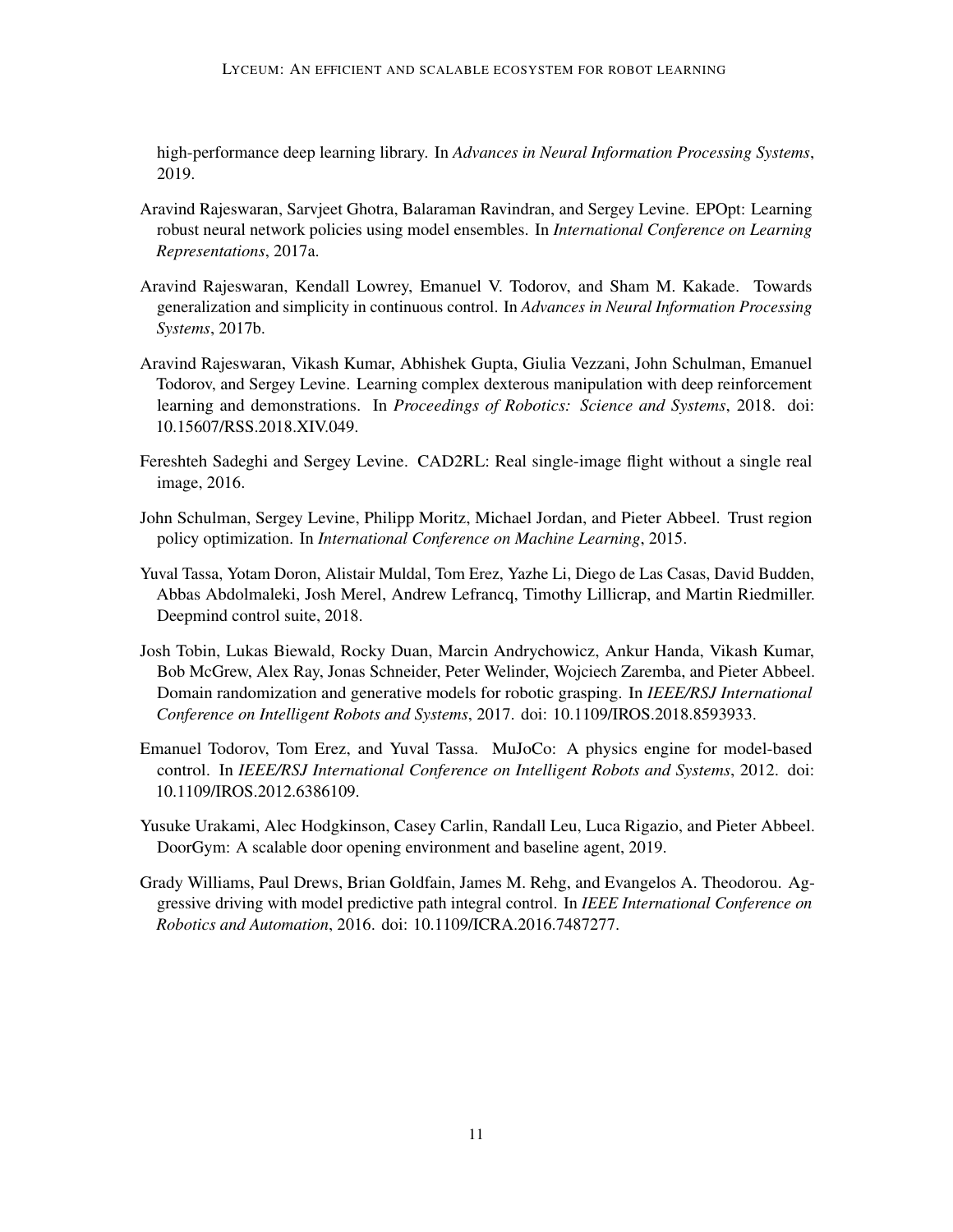high-performance deep learning library. In *Advances in Neural Information Processing Systems*, 2019.

Aravind Rajeswaran, Sarvjeet Ghotra, Balaraman Ravindran, and Sergey Levine. EPOpt: Learning robust neural network policies using model ensembles. In *International Conference on Learning Representations*, 2017a.

Aravind Rajeswaran, Kendall Lowrey, Emanuel V. Todorov, and Sham M. Kakade. Towards generalization and simplicity in continuous control. In *Advances in Neural Information Processing Systems*, 2017b.

Aravind Rajeswaran, Vikash Kumar, Abhishek Gupta, Giulia Vezzani, John Schulman, Emanuel Todorov, and Sergey Levine. Learning complex dexterous manipulation with deep reinforcement learning and demonstrations. In *Proceedings of Robotics: Science and Systems*, 2018. doi: 10.15607/RSS.2018.XIV.049.

Fereshteh Sadeghi and Sergey Levine. CAD2RL: Real single-image flight without a single real image, 2016.

John Schulman, Sergey Levine, Philipp Moritz, Michael Jordan, and Pieter Abbeel. Trust region policy optimization. In *International Conference on Machine Learning*, 2015.

Yuval Tassa, Yotam Doron, Alistair Muldal, Tom Erez, Yazhe Li, Diego de Las Casas, David Budden, Abbas Abdolmaleki, Josh Merel, Andrew Lefrancq, Timothy Lillicrap, and Martin Riedmiller. Deepmind control suite, 2018.

Josh Tobin, Lukas Biewald, Rocky Duan, Marcin Andrychowicz, Ankur Handa, Vikash Kumar, Bob McGrew, Alex Ray, Jonas Schneider, Peter Welinder, Wojciech Zaremba, and Pieter Abbeel. Domain randomization and generative models for robotic grasping. In *IEEE/RSJ International Conference on Intelligent Robots and Systems*, 2017. doi: 10.1109/IROS.2018.8593933.

Emanuel Todorov, Tom Erez, and Yuval Tassa. MuJoCo: A physics engine for model-based control. In *IEEE/RSJ International Conference on Intelligent Robots and Systems*, 2012. doi: 10.1109/IROS.2012.6386109.

Yusuke Urakami, Alec Hodgkinson, Casey Carlin, Randall Leu, Luca Rigazio, and Pieter Abbeel. DoorGym: A scalable door opening environment and baseline agent, 2019.

Grady Williams, Paul Drews, Brian Goldfain, James M. Rehg, and Evangelos A. Theodorou. Aggressive driving with model predictive path integral control. In *IEEE International Conference on Robotics and Automation*, 2016. doi: 10.1109/ICRA.2016.7487277.